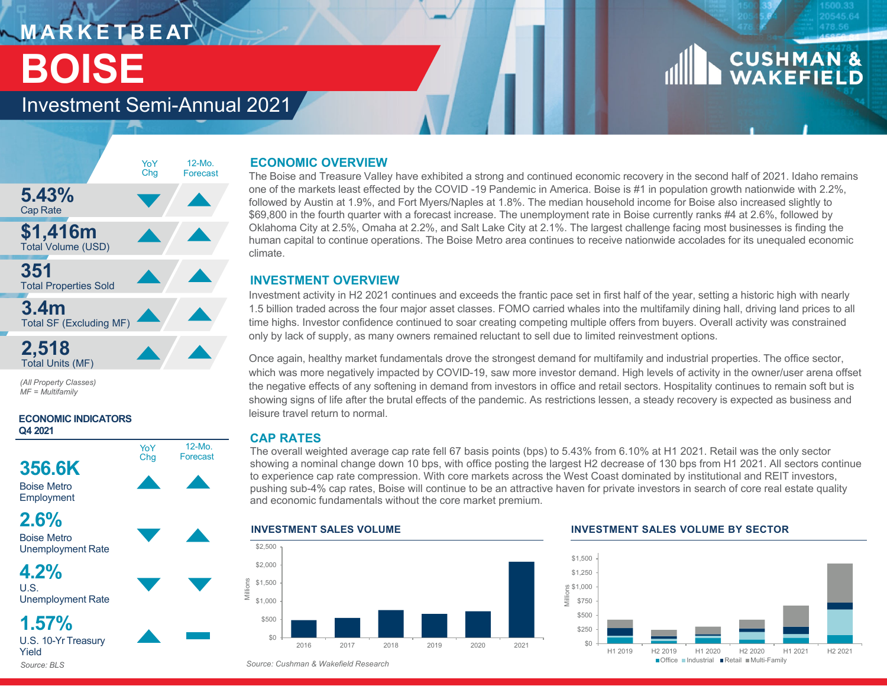# MARKETBEAT

# BOISE

## Investment Semi-Annual 2021

| | YoY Chg | 12-Mo. Forecast |
|---|---|---|
| **5.43%** Cap Rate | ▼ | ▲ |
| **$1,416m** Total Volume (USD) | ▲ | ▲ |
| **351** Total Properties Sold | ▲ | ▲ |
| **3.4m** Total SF (Excluding MF) | ▲ | ▲ |
| **2,518** Total Units (MF) | ▲ | ▲ |

*(All Property Classes)*
*MF = Multifamily*

### ECONOMIC INDICATORS Q4 2021

| | YoY Chg | 12-Mo. Forecast |
|---|---|---|
| **356.6K** Boise Metro Employment | ▲ | ▲ |
| **2.6%** Boise Metro Unemployment Rate | ▼ | ▲ |
| **4.2%** U.S. Unemployment Rate | ▼ | ▼ |
| **1.57%** U.S. 10-Yr Treasury Yield | ▲ | ▬ |

*Source: BLS*

## ECONOMIC OVERVIEW

The Boise and Treasure Valley have exhibited a strong and continued economic recovery in the second half of 2021. Idaho remains one of the markets least effected by the COVID -19 Pandemic in America. Boise is #1 in population growth nationwide with 2.2%, followed by Austin at 1.9%, and Fort Myers/Naples at 1.8%. The median household income for Boise also increased slightly to $69,800 in the fourth quarter with a forecast increase. The unemployment rate in Boise currently ranks #4 at 2.6%, followed by Oklahoma City at 2.5%, Omaha at 2.2%, and Salt Lake City at 2.1%. The largest challenge facing most businesses is finding the human capital to continue operations. The Boise Metro area continues to receive nationwide accolades for its unequaled economic climate.

## INVESTMENT OVERVIEW

Investment activity in H2 2021 continues and exceeds the frantic pace set in first half of the year, setting a historic high with nearly 1.5 billion traded across the four major asset classes. FOMO carried whales into the multifamily dining hall, driving land prices to all time highs. Investor confidence continued to soar creating competing multiple offers from buyers. Overall activity was constrained only by lack of supply, as many owners remained reluctant to sell due to limited reinvestment options.

Once again, healthy market fundamentals drove the strongest demand for multifamily and industrial properties. The office sector, which was more negatively impacted by COVID-19, saw more investor demand. High levels of activity in the owner/user arena offset the negative effects of any softening in demand from investors in office and retail sectors. Hospitality continues to remain soft but is showing signs of life after the brutal effects of the pandemic. As restrictions lessen, a steady recovery is expected as business and leisure travel return to normal.

## CAP RATES

The overall weighted average cap rate fell 67 basis points (bps) to 5.43% from 6.10% at H1 2021. Retail was the only sector showing a nominal change down 10 bps, with office posting the largest H2 decrease of 130 bps from H1 2021. All sectors continue to experience cap rate compression. With core markets across the West Coast dominated by institutional and REIT investors, pushing sub-4% cap rates, Boise will continue to be an attractive haven for private investors in search of core real estate quality and economic fundamentals without the core market premium.

### INVESTMENT SALES VOLUME

Millions; $0–$2,500; 2016–2021

*Source: Cushman & Wakefield Research*

### INVESTMENT SALES VOLUME BY SECTOR

Millions; $0–$1,500; H1 2019 – H2 2021

Office, Industrial, Retail, Multi-Family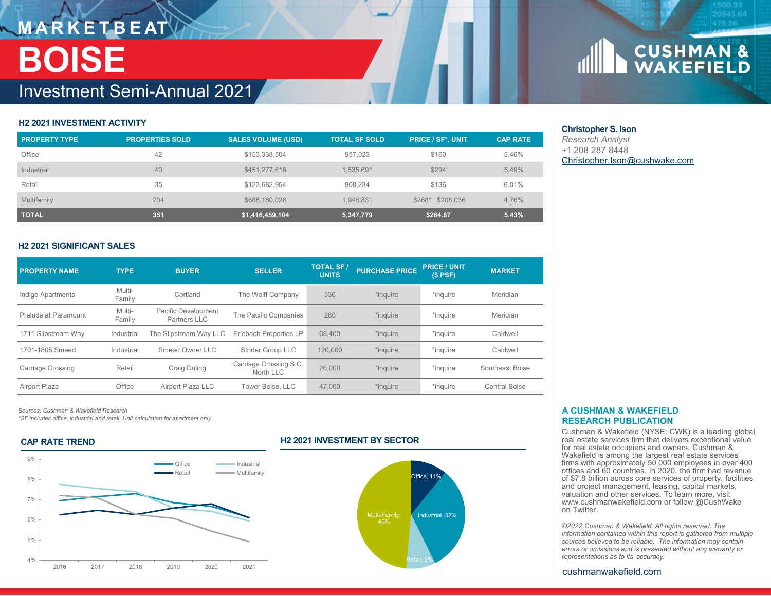# MARKETBEAT

# BOISE

## Investment Semi-Annual 2021

### H2 2021 INVESTMENT ACTIVITY

| PROPERTY TYPE | PROPERTIES SOLD | SALES VOLUME (USD) | TOTAL SF SOLD | PRICE / SF*, UNIT | CAP RATE |
|---|---|---|---|---|---|
| Office | 42 | $153,338,504 | 957,023 | $160 | 5.46% |
| Industrial | 40 | $451,277,618 | 1,535,691 | $294 | 5.49% |
| Retail | 35 | $123,682,954 | 908,234 | $136 | 6.01% |
| Multifamily | 234 | $688,160,028 | 1,946,831 | $268* $208,036 | 4.76% |
| **TOTAL** | **351** | **$1,416,459,104** | **5,347,779** | **$264.87** | **5.43%** |

### H2 2021 SIGNIFICANT SALES

| PROPERTY NAME | TYPE | BUYER | SELLER | TOTAL SF / UNITS | PURCHASE PRICE | PRICE / UNIT ($ PSF) | MARKET |
|---|---|---|---|---|---|---|---|
| Indigo Apartments | Multi-Family | Cortland | The Wolff Company | 336 | *inquire | *inquire | Meridian |
| Prelude at Paramount | Multi-Family | Pacific Development Partners LLC | The Pacific Companies | 280 | *inquire | *inquire | Meridian |
| 1711 Slipstream Way | Industrial | The Slipstream Way LLC | Erlebach Properties LP | 68,400 | *inquire | *inquire | Caldwell |
| 1701-1805 Smeed | Industrial | Smeed Owner LLC | Strider Group LLC | 120,000 | *inquire | *inquire | Caldwell |
| Carriage Crossing | Retail | Craig Duling | Carriage Crossing S.C. North LLC | 26,000 | *inquire | *inquire | Southeast Boise |
| Airport Plaza | Office | Airport Plaza LLC | Tower Boise, LLC | 47,000 | *inquire | *inquire | Central Boise |

*Sources: Cushman & Wakefield Research*

**SF includes office, industrial and retail. Unit calculation for apartment only*

### CAP RATE TREND

Office, Industrial, Retail, Multifamily

9%, 8%, 7%, 6%, 5%, 4%

2016, 2017, 2018, 2019, 2020, 2021

### H2 2021 INVESTMENT BY SECTOR

Office, 11%

Industrial, 32%

Retail, 9%

Multi-Family, 49%

**Christopher S. Ison**
*Research Analyst*
+1 208 287 8448
Christopher.Ison@cushwake.com

### A CUSHMAN & WAKEFIELD RESEARCH PUBLICATION

Cushman & Wakefield (NYSE: CWK) is a leading global real estate services firm that delivers exceptional value for real estate occupiers and owners. Cushman & Wakefield is among the largest real estate services firms with approximately 50,000 employees in over 400 offices and 60 countries. In 2020, the firm had revenue of $7.8 billion across core services of property, facilities and project management, leasing, capital markets, valuation and other services. To learn more, visit www.cushmanwakefield.com or follow @CushWake on Twitter.

*©2022 Cushman & Wakefield. All rights reserved. The information contained within this report is gathered from multiple sources believed to be reliable. The information may contain errors or omissions and is presented without any warranty or representations as to its accuracy.*

cushmanwakefield.com